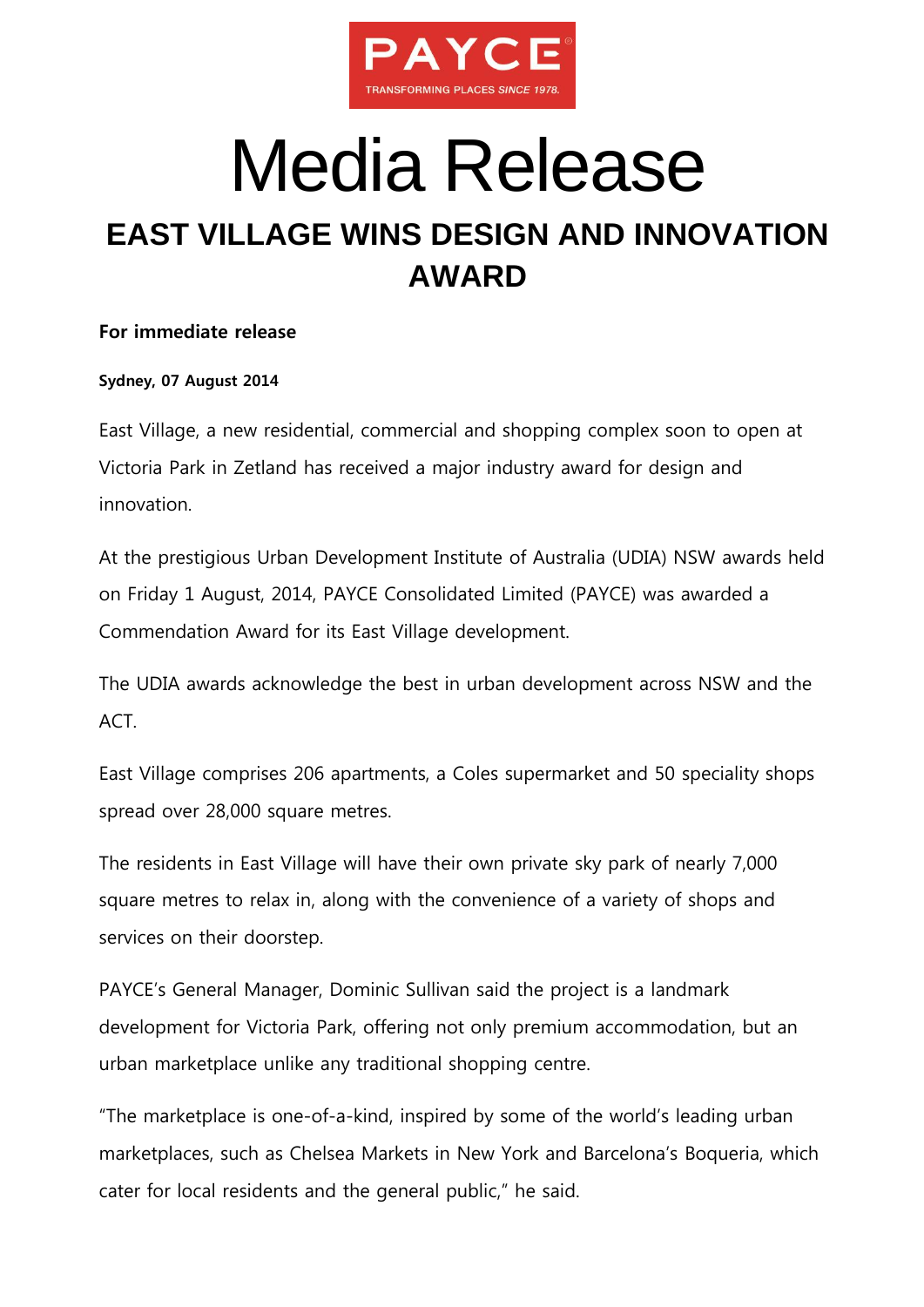PAYCE

TRANSFORMING PLACES SINCE 1978.

# Media Release

## EAST VILLAGE WINS DESIGN AND INNOVATION AWARD

**For immediate release**

**Sydney, 07 August 2014**

East Village, a new residential, commercial and shopping complex soon to open at Victoria Park in Zetland has received a major industry award for design and innovation.

At the prestigious Urban Development Institute of Australia (UDIA) NSW awards held on Friday 1 August, 2014, PAYCE Consolidated Limited (PAYCE) was awarded a Commendation Award for its East Village development.

The UDIA awards acknowledge the best in urban development across NSW and the ACT.

East Village comprises 206 apartments, a Coles supermarket and 50 speciality shops spread over 28,000 square metres.

The residents in East Village will have their own private sky park of nearly 7,000 square metres to relax in, along with the convenience of a variety of shops and services on their doorstep.

PAYCE's General Manager, Dominic Sullivan said the project is a landmark development for Victoria Park, offering not only premium accommodation, but an urban marketplace unlike any traditional shopping centre.

"The marketplace is one-of-a-kind, inspired by some of the world's leading urban marketplaces, such as Chelsea Markets in New York and Barcelona's Boqueria, which cater for local residents and the general public," he said.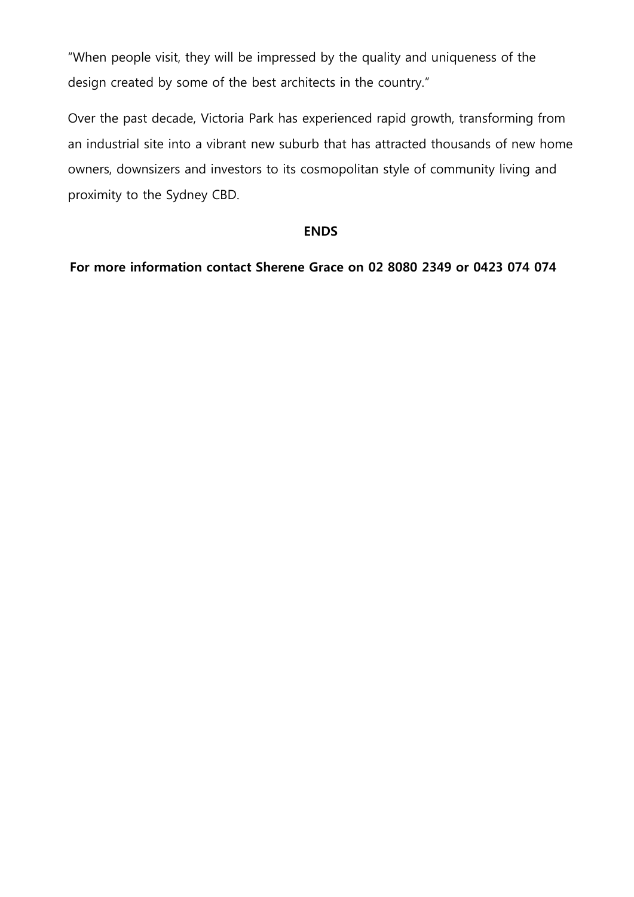"When people visit, they will be impressed by the quality and uniqueness of the design created by some of the best architects in the country."

Over the past decade, Victoria Park has experienced rapid growth, transforming from an industrial site into a vibrant new suburb that has attracted thousands of new home owners, downsizers and investors to its cosmopolitan style of community living and proximity to the Sydney CBD.

**ENDS**

**For more information contact Sherene Grace on 02 8080 2349 or 0423 074 074**